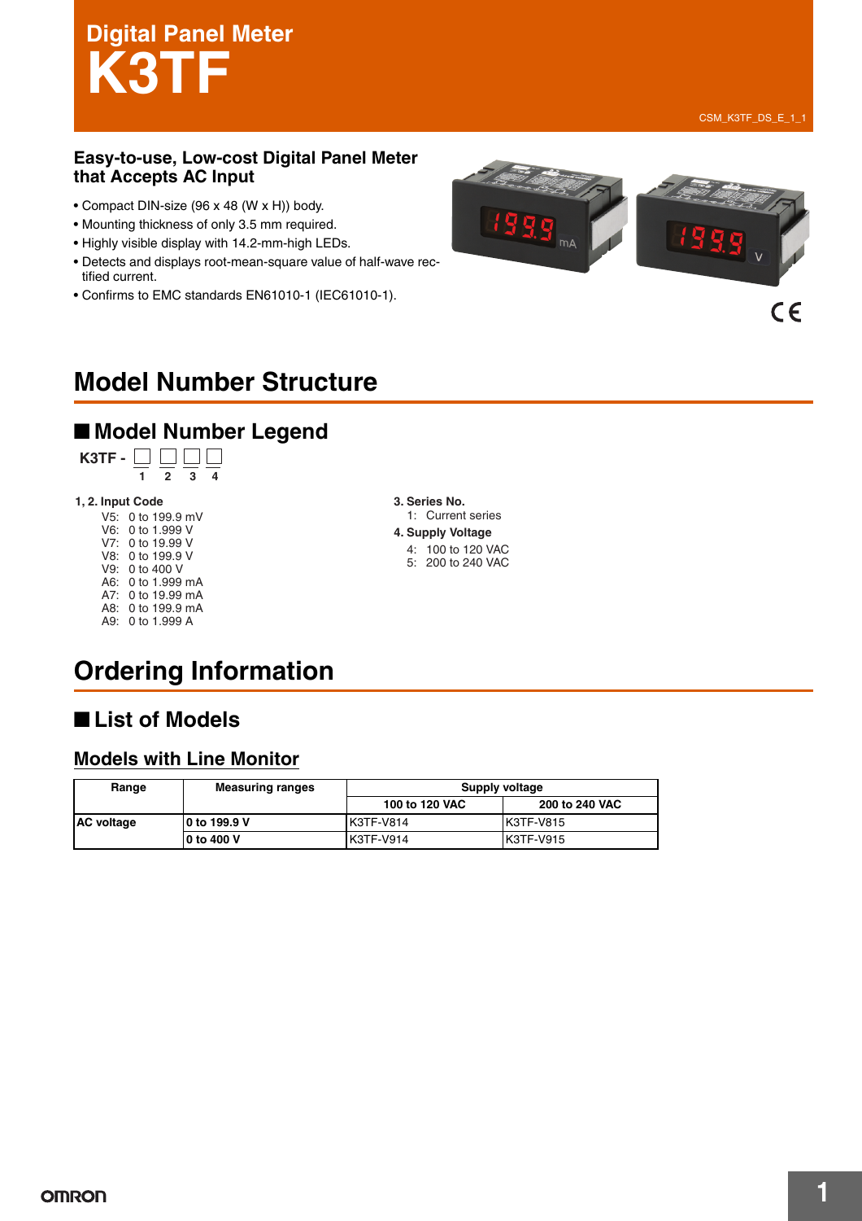# Digital Panel Meter
# K3TF

CSM_K3TF_DS_E_1_1

### Easy-to-use, Low-cost Digital Panel Meter that Accepts AC Input

- Compact DIN-size (96 x 48 (W x H)) body.
- Mounting thickness of only 3.5 mm required.
- Highly visible display with 14.2-mm-high LEDs.
- Detects and displays root-mean-square value of half-wave rectified current.
- Confirms to EMC standards EN61010-1 (IEC61010-1).

## Model Number Structure

### ■ Model Number Legend

K3TF - □ □ □ □
　　　 1 2 3 4

**1, 2. Input Code**

V5: 0 to 199.9 mV
V6: 0 to 1.999 V
V7: 0 to 19.99 V
V8: 0 to 199.9 V
V9: 0 to 400 V
A6: 0 to 1.999 mA
A7: 0 to 19.99 mA
A8: 0 to 199.9 mA
A9: 0 to 1.999 A

**3. Series No.**

1: Current series

**4. Supply Voltage**

4: 100 to 120 VAC
5: 200 to 240 VAC

## Ordering Information

### ■ List of Models

#### Models with Line Monitor

| Range | Measuring ranges | Supply voltage | |
|---|---|---|---|
| | | 100 to 120 VAC | 200 to 240 VAC |
| AC voltage | 0 to 199.9 V | K3TF-V814 | K3TF-V815 |
| | 0 to 400 V | K3TF-V914 | K3TF-V915 |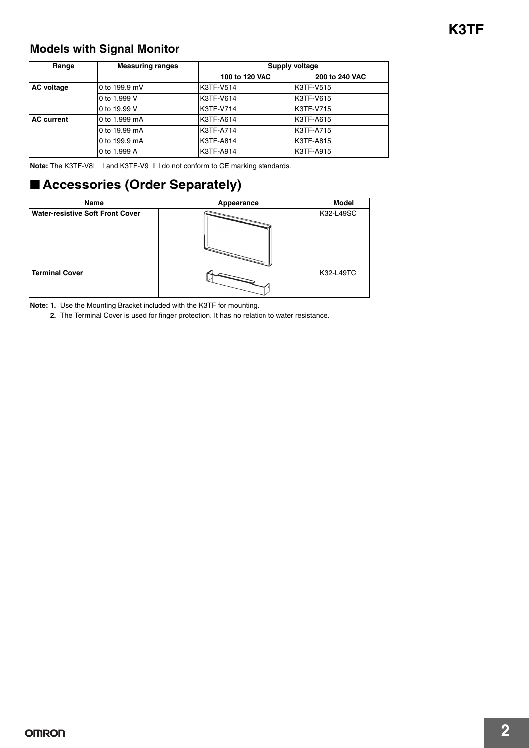## Models with Signal Monitor

| Range | Measuring ranges | Supply voltage | |
|---|---|---|---|
| | | 100 to 120 VAC | 200 to 240 VAC |
| AC voltage | 0 to 199.9 mV | K3TF-V514 | K3TF-V515 |
| | 0 to 1.999 V | K3TF-V614 | K3TF-V615 |
| | 0 to 19.99 V | K3TF-V714 | K3TF-V715 |
| AC current | 0 to 1.999 mA | K3TF-A614 | K3TF-A615 |
| | 0 to 19.99 mA | K3TF-A714 | K3TF-A715 |
| | 0 to 199.9 mA | K3TF-A814 | K3TF-A815 |
| | 0 to 1.999 A | K3TF-A914 | K3TF-A915 |

**Note:** The K3TF-V8□□ and K3TF-V9□□ do not conform to CE marking standards.

## ■ Accessories (Order Separately)

| Name | Appearance | Model |
|---|---|---|
| Water-resistive Soft Front Cover | | K32-L49SC |
| Terminal Cover | | K32-L49TC |

**Note: 1.** Use the Mounting Bracket included with the K3TF for mounting.

**2.** The Terminal Cover is used for finger protection. It has no relation to water resistance.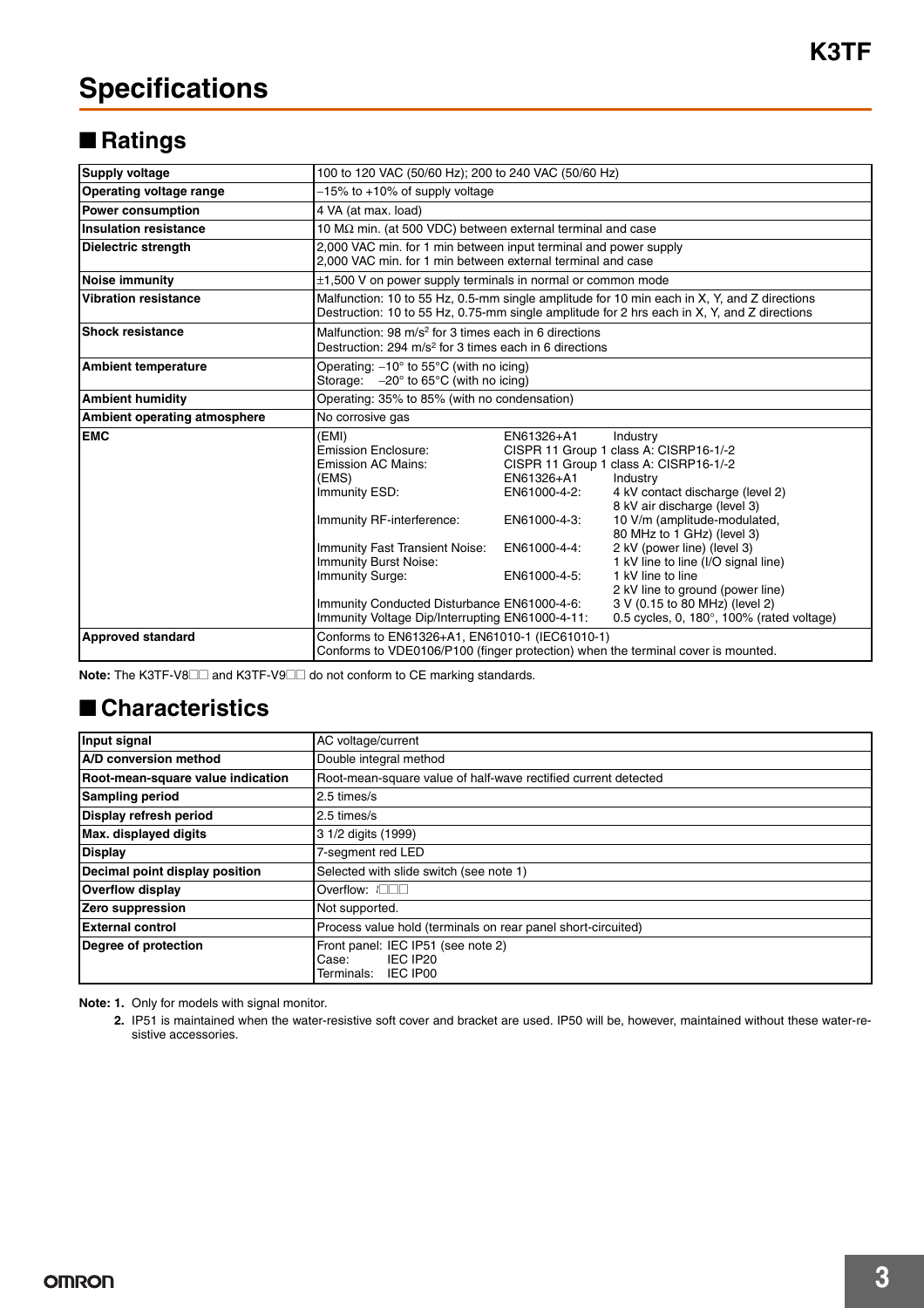# Specifications

## ■ Ratings

| | |
|---|---|
| **Supply voltage** | 100 to 120 VAC (50/60 Hz); 200 to 240 VAC (50/60 Hz) |
| **Operating voltage range** | −15% to +10% of supply voltage |
| **Power consumption** | 4 VA (at max. load) |
| **Insulation resistance** | 10 MΩ min. (at 500 VDC) between external terminal and case |
| **Dielectric strength** | 2,000 VAC min. for 1 min between input terminal and power supply<br>2,000 VAC min. for 1 min between external terminal and case |
| **Noise immunity** | ±1,500 V on power supply terminals in normal or common mode |
| **Vibration resistance** | Malfunction: 10 to 55 Hz, 0.5-mm single amplitude for 10 min each in X, Y, and Z directions<br>Destruction: 10 to 55 Hz, 0.75-mm single amplitude for 2 hrs each in X, Y, and Z directions |
| **Shock resistance** | Malfunction: 98 $m/s^2$ for 3 times each in 6 directions<br>Destruction: 294 $m/s^2$ for 3 times each in 6 directions |
| **Ambient temperature** | Operating: −10° to 55°C (with no icing)<br>Storage: −20° to 65°C (with no icing) |
| **Ambient humidity** | Operating: 35% to 85% (with no condensation) |
| **Ambient operating atmosphere** | No corrosive gas |
| **EMC** | (EMI) EN61326+A1 Industry<br>Emission Enclosure: CISPR 11 Group 1 class A: CISRP16-1/-2<br>Emission AC Mains: CISPR 11 Group 1 class A: CISRP16-1/-2<br>(EMS) EN61326+A1 Industry<br>Immunity ESD: EN61000-4-2: 4 kV contact discharge (level 2), 8 kV air discharge (level 3)<br>Immunity RF-interference: EN61000-4-3: 10 V/m (amplitude-modulated, 80 MHz to 1 GHz) (level 3)<br>Immunity Fast Transient Noise: EN61000-4-4: 2 kV (power line) (level 3)<br>Immunity Burst Noise: 1 kV line to line (I/O signal line)<br>Immunity Surge: EN61000-4-5: 1 kV line to line, 2 kV line to ground (power line)<br>Immunity Conducted Disturbance EN61000-4-6: 3 V (0.15 to 80 MHz) (level 2)<br>Immunity Voltage Dip/Interrupting EN61000-4-11: 0.5 cycles, 0, 180°, 100% (rated voltage) |
| **Approved standard** | Conforms to EN61326+A1, EN61010-1 (IEC61010-1)<br>Conforms to VDE0106/P100 (finger protection) when the terminal cover is mounted. |

**Note:** The K3TF-V8□□ and K3TF-V9□□ do not conform to CE marking standards.

## ■ Characteristics

| | |
|---|---|
| **Input signal** | AC voltage/current |
| **A/D conversion method** | Double integral method |
| **Root-mean-square value indication** | Root-mean-square value of half-wave rectified current detected |
| **Sampling period** | 2.5 times/s |
| **Display refresh period** | 2.5 times/s |
| **Max. displayed digits** | 3 1/2 digits (1999) |
| **Display** | 7-segment red LED |
| **Decimal point display position** | Selected with slide switch (see note 1) |
| **Overflow display** | Overflow: 1□□□ |
| **Zero suppression** | Not supported. |
| **External control** | Process value hold (terminals on rear panel short-circuited) |
| **Degree of protection** | Front panel: IEC IP51 (see note 2)<br>Case: IEC IP20<br>Terminals: IEC IP00 |

**Note: 1.** Only for models with signal monitor.

**2.** IP51 is maintained when the water-resistive soft cover and bracket are used. IP50 will be, however, maintained without these water-resistive accessories.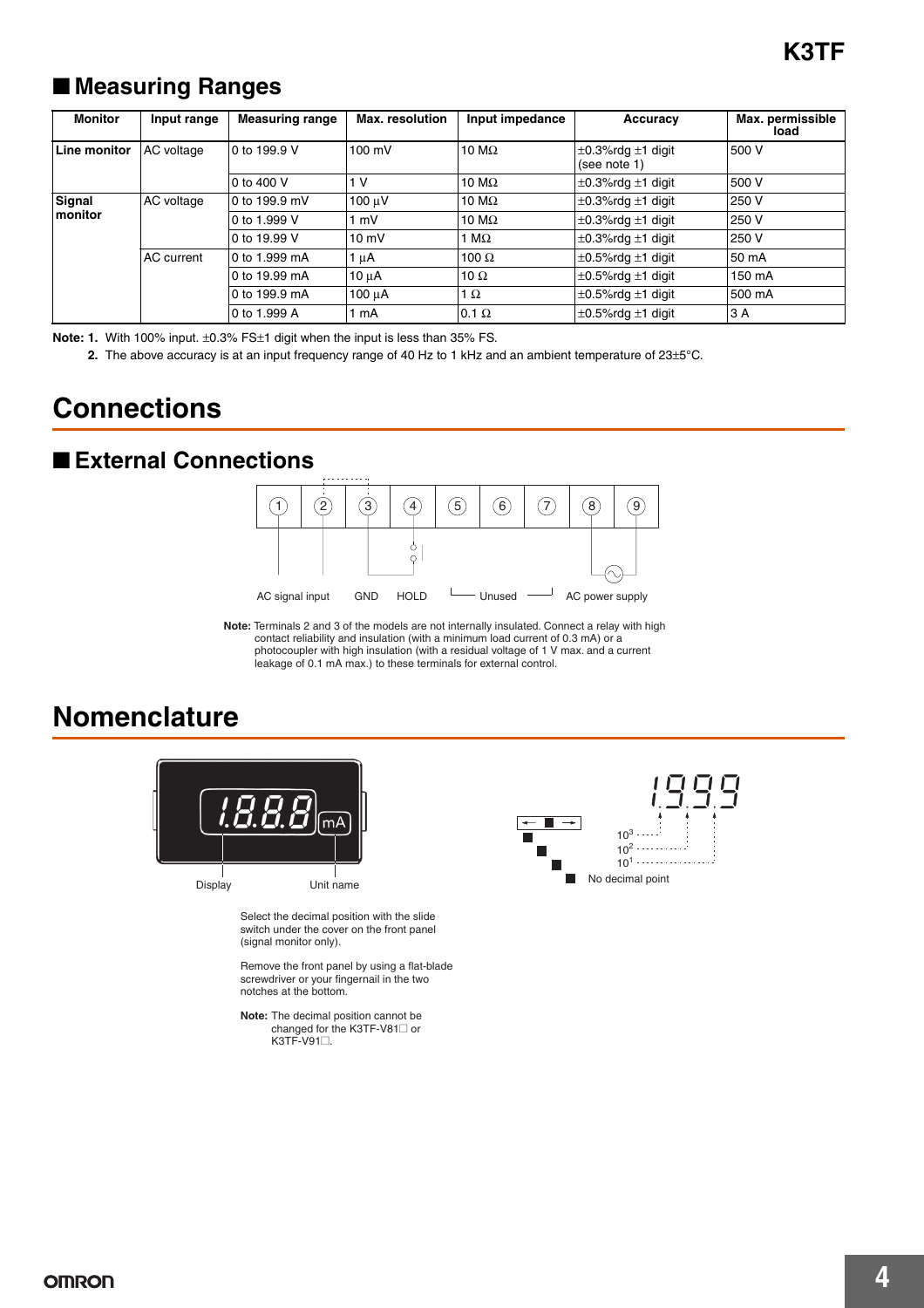## ■ Measuring Ranges

| Monitor | Input range | Measuring range | Max. resolution | Input impedance | Accuracy | Max. permissible load |
|---|---|---|---|---|---|---|
| **Line monitor** | AC voltage | 0 to 199.9 V | 100 mV | 10 MΩ | ±0.3%rdg ±1 digit (see note 1) | 500 V |
| | | 0 to 400 V | 1 V | 10 MΩ | ±0.3%rdg ±1 digit | 500 V |
| **Signal monitor** | AC voltage | 0 to 199.9 mV | 100 μV | 10 MΩ | ±0.3%rdg ±1 digit | 250 V |
| | | 0 to 1.999 V | 1 mV | 10 MΩ | ±0.3%rdg ±1 digit | 250 V |
| | | 0 to 19.99 V | 10 mV | 1 MΩ | ±0.3%rdg ±1 digit | 250 V |
| | AC current | 0 to 1.999 mA | 1 μA | 100 Ω | ±0.5%rdg ±1 digit | 50 mA |
| | | 0 to 19.99 mA | 10 μA | 10 Ω | ±0.5%rdg ±1 digit | 150 mA |
| | | 0 to 199.9 mA | 100 μA | 1 Ω | ±0.5%rdg ±1 digit | 500 mA |
| | | 0 to 1.999 A | 1 mA | 0.1 Ω | ±0.5%rdg ±1 digit | 3 A |

**Note: 1.** With 100% input. ±0.3% FS±1 digit when the input is less than 35% FS.

**2.** The above accuracy is at an input frequency range of 40 Hz to 1 kHz and an ambient temperature of 23±5°C.

# Connections

## ■ External Connections

1 2 3 4 5 6 7 8 9

AC signal input GND HOLD Unused AC power supply

**Note:** Terminals 2 and 3 of the models are not internally insulated. Connect a relay with high contact reliability and insulation (with a minimum load current of 0.3 mA) or a photocoupler with high insulation (with a residual voltage of 1 V max. and a current leakage of 0.1 mA max.) to these terminals for external control.

# Nomenclature

Display Unit name

Select the decimal position with the slide switch under the cover on the front panel (signal monitor only).

Remove the front panel by using a flat-blade screwdriver or your fingernail in the two notches at the bottom.

**Note:** The decimal position cannot be changed for the K3TF-V81□ or K3TF-V91□.

$10^3$

$10^2$

$10^1$

No decimal point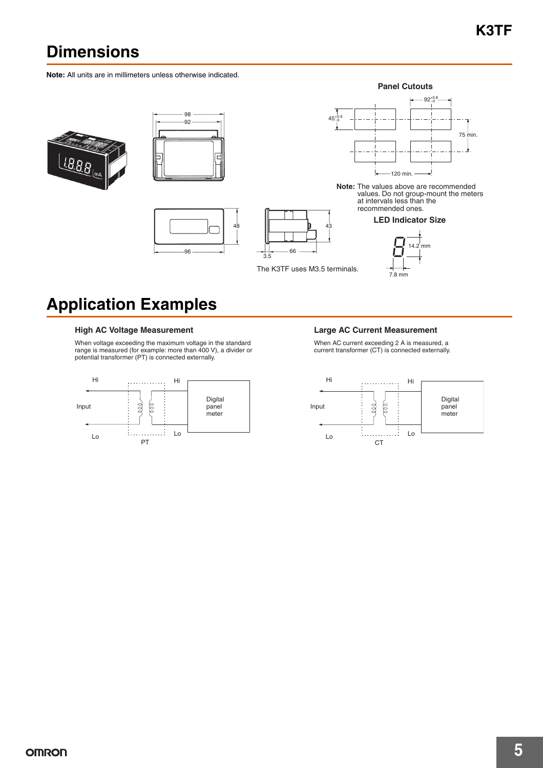## Dimensions

**Note:** All units are in millimeters unless otherwise indicated.

**Panel Cutouts**

**Note:** The values above are recommended values. Do not group-mount the meters at intervals less than the recommended ones.

**LED Indicator Size**

The K3TF uses M3.5 terminals.

## Application Examples

### High AC Voltage Measurement

When voltage exceeding the maximum voltage in the standard range is measured (for example: more than 400 V), a divider or potential transformer (PT) is connected externally.

### Large AC Current Measurement

When AC current exceeding 2 A is measured, a current transformer (CT) is connected externally.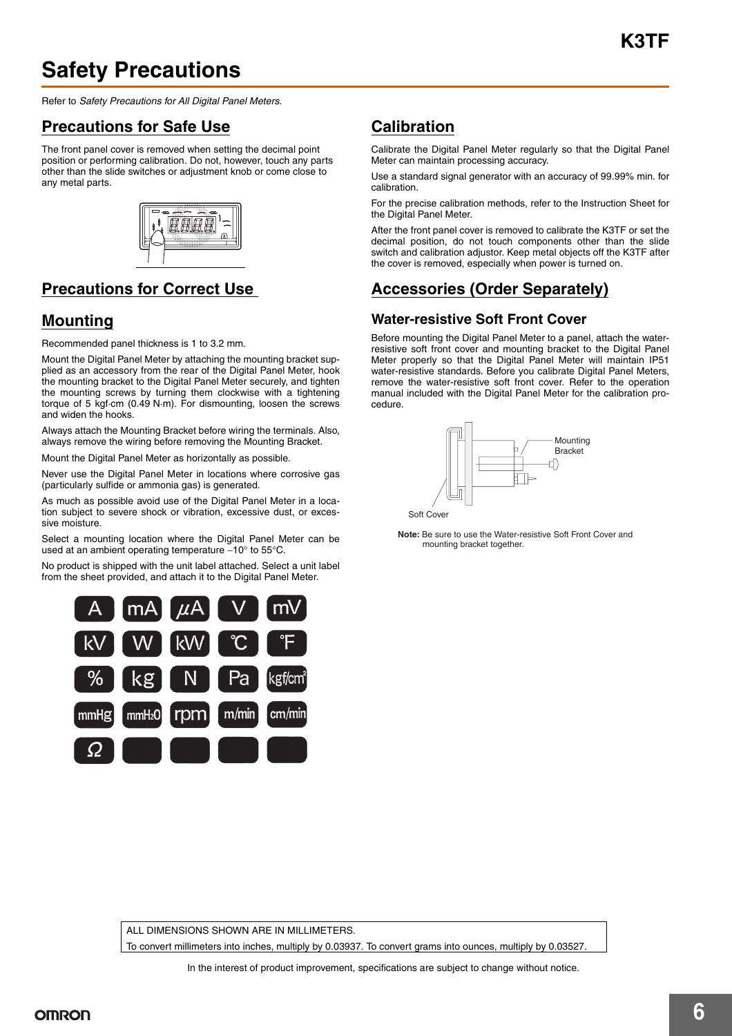# Safety Precautions

Refer to *Safety Precautions for All Digital Panel Meters*.

## Precautions for Safe Use

The front panel cover is removed when setting the decimal point position or performing calibration. Do not, however, touch any parts other than the slide switches or adjustment knob or come close to any metal parts.

## Precautions for Correct Use

## Mounting

Recommended panel thickness is 1 to 3.2 mm.

Mount the Digital Panel Meter by attaching the mounting bracket supplied as an accessory from the rear of the Digital Panel Meter, hook the mounting bracket to the Digital Panel Meter securely, and tighten the mounting screws by turning them clockwise with a tightening torque of 5 kgf·cm (0.49 N·m). For dismounting, loosen the screws and widen the hooks.

Always attach the Mounting Bracket before wiring the terminals. Also, always remove the wiring before removing the Mounting Bracket.

Mount the Digital Panel Meter as horizontally as possible.

Never use the Digital Panel Meter in locations where corrosive gas (particularly sulfide or ammonia gas) is generated.

As much as possible avoid use of the Digital Panel Meter in a location subject to severe shock or vibration, excessive dust, or excessive moisture.

Select a mounting location where the Digital Panel Meter can be used at an ambient operating temperature –10° to 55°C.

No product is shipped with the unit label attached. Select a unit label from the sheet provided, and attach it to the Digital Panel Meter.

A mA µA V mV
kV W kW ℃ ℉
% kg N Pa kgf/cm²
mmHg mmH₂O rpm m/min cm/min
Ω

## Calibration

Calibrate the Digital Panel Meter regularly so that the Digital Panel Meter can maintain processing accuracy.

Use a standard signal generator with an accuracy of 99.99% min. for calibration.

For the precise calibration methods, refer to the Instruction Sheet for the Digital Panel Meter.

After the front panel cover is removed to calibrate the K3TF or set the decimal position, do not touch components other than the slide switch and calibration adjustor. Keep metal objects off the K3TF after the cover is removed, especially when power is turned on.

## Accessories (Order Separately)

### Water-resistive Soft Front Cover

Before mounting the Digital Panel Meter to a panel, attach the water-resistive soft front cover and mounting bracket to the Digital Panel Meter properly so that the Digital Panel Meter will maintain IP51 water-resistive standards. Before you calibrate Digital Panel Meters, remove the water-resistive soft front cover. Refer to the operation manual included with the Digital Panel Meter for the calibration procedure.

Mounting Bracket

Soft Cover

**Note:** Be sure to use the Water-resistive Soft Front Cover and mounting bracket together.

ALL DIMENSIONS SHOWN ARE IN MILLIMETERS.
To convert millimeters into inches, multiply by 0.03937. To convert grams into ounces, multiply by 0.03527.

In the interest of product improvement, specifications are subject to change without notice.